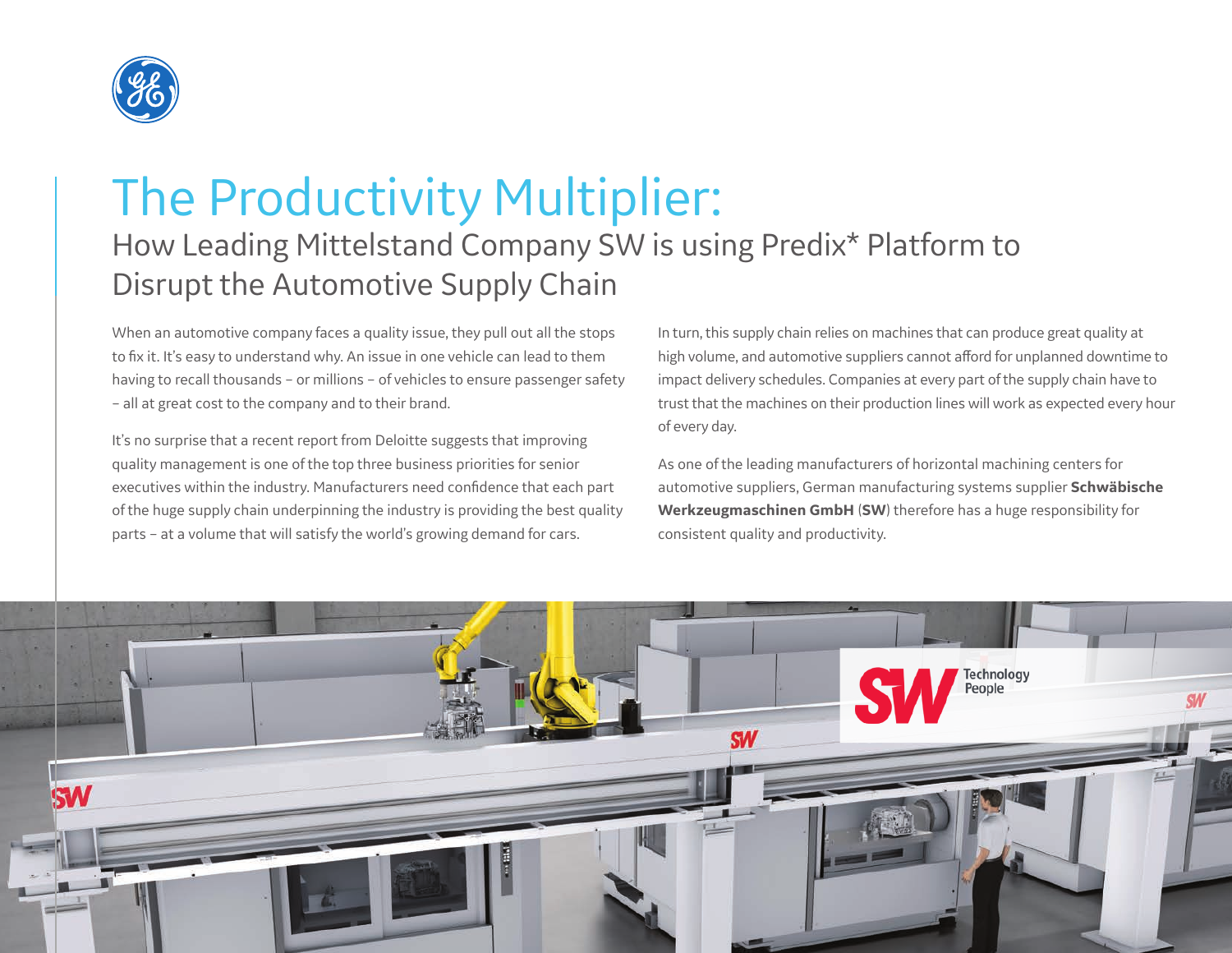# The Productivity Multiplier:

## How Leading Mittelstand Company SW is using Predix* Platform to Disrupt the Automotive Supply Chain

When an automotive company faces a quality issue, they pull out all the stops to fix it. It's easy to understand why. An issue in one vehicle can lead to them having to recall thousands – or millions – of vehicles to ensure passenger safety – all at great cost to the company and to their brand.

It's no surprise that a recent report from Deloitte suggests that improving quality management is one of the top three business priorities for senior executives within the industry. Manufacturers need confidence that each part of the huge supply chain underpinning the industry is providing the best quality parts – at a volume that will satisfy the world's growing demand for cars.

In turn, this supply chain relies on machines that can produce great quality at high volume, and automotive suppliers cannot afford for unplanned downtime to impact delivery schedules. Companies at every part of the supply chain have to trust that the machines on their production lines will work as expected every hour of every day.

As one of the leading manufacturers of horizontal machining centers for automotive suppliers, German manufacturing systems supplier **Schwäbische Werkzeugmaschinen GmbH** (**SW**) therefore has a huge responsibility for consistent quality and productivity.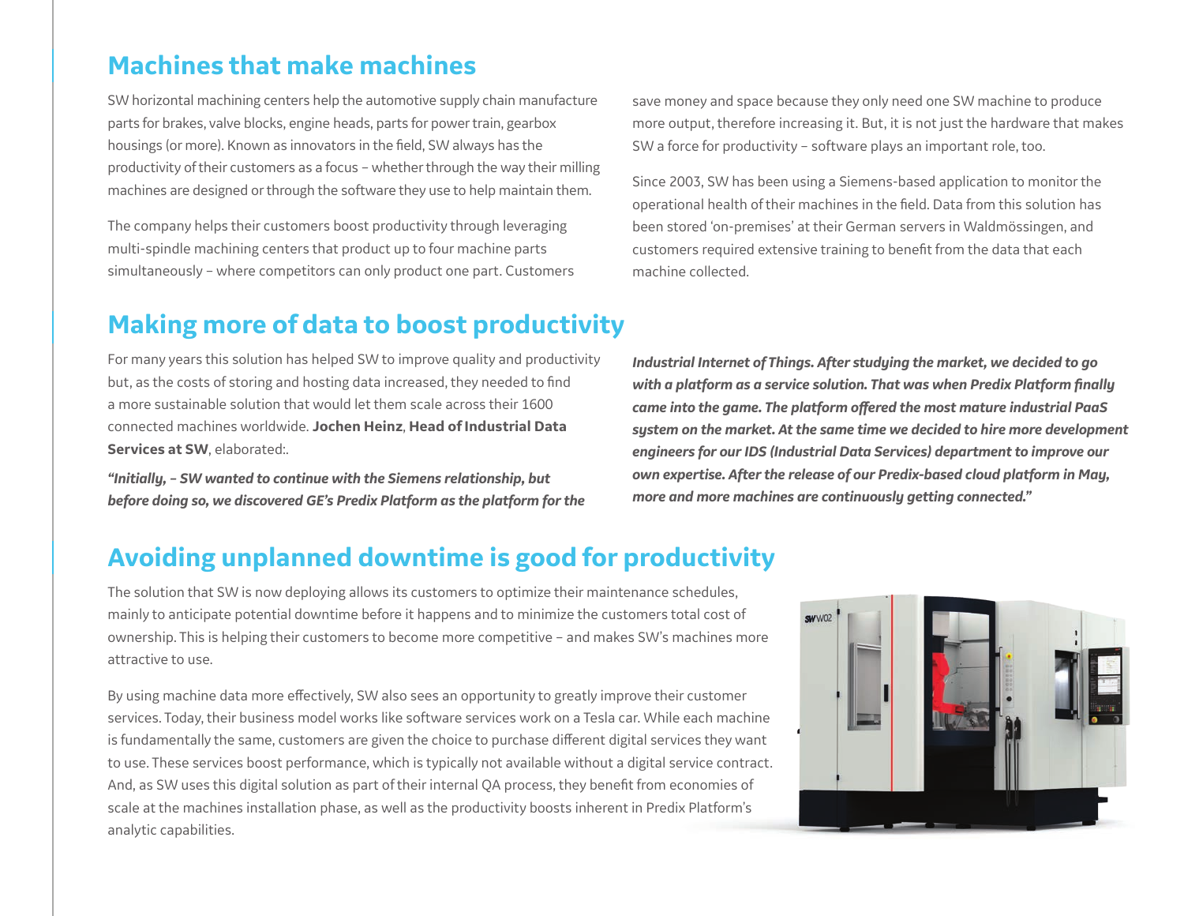## Machines that make machines

SW horizontal machining centers help the automotive supply chain manufacture parts for brakes, valve blocks, engine heads, parts for power train, gearbox housings (or more). Known as innovators in the field, SW always has the productivity of their customers as a focus – whether through the way their milling machines are designed or through the software they use to help maintain them.

The company helps their customers boost productivity through leveraging multi-spindle machining centers that product up to four machine parts simultaneously – where competitors can only product one part. Customers save money and space because they only need one SW machine to produce more output, therefore increasing it. But, it is not just the hardware that makes SW a force for productivity – software plays an important role, too.

Since 2003, SW has been using a Siemens-based application to monitor the operational health of their machines in the field. Data from this solution has been stored 'on-premises' at their German servers in Waldmössingen, and customers required extensive training to benefit from the data that each machine collected.

## Making more of data to boost productivity

For many years this solution has helped SW to improve quality and productivity but, as the costs of storing and hosting data increased, they needed to find a more sustainable solution that would let them scale across their 1600 connected machines worldwide. **Jochen Heinz**, **Head of Industrial Data Services at SW**, elaborated:.

***"Initially, – SW wanted to continue with the Siemens relationship, but before doing so, we discovered GE's Predix Platform as the platform for the Industrial Internet of Things. After studying the market, we decided to go with a platform as a service solution. That was when Predix Platform finally came into the game. The platform offered the most mature industrial PaaS system on the market. At the same time we decided to hire more development engineers for our IDS (Industrial Data Services) department to improve our own expertise. After the release of our Predix-based cloud platform in May, more and more machines are continuously getting connected."***

## Avoiding unplanned downtime is good for productivity

The solution that SW is now deploying allows its customers to optimize their maintenance schedules, mainly to anticipate potential downtime before it happens and to minimize the customers total cost of ownership. This is helping their customers to become more competitive – and makes SW's machines more attractive to use.

By using machine data more effectively, SW also sees an opportunity to greatly improve their customer services. Today, their business model works like software services work on a Tesla car. While each machine is fundamentally the same, customers are given the choice to purchase different digital services they want to use. These services boost performance, which is typically not available without a digital service contract. And, as SW uses this digital solution as part of their internal QA process, they benefit from economies of scale at the machines installation phase, as well as the productivity boosts inherent in Predix Platform's analytic capabilities.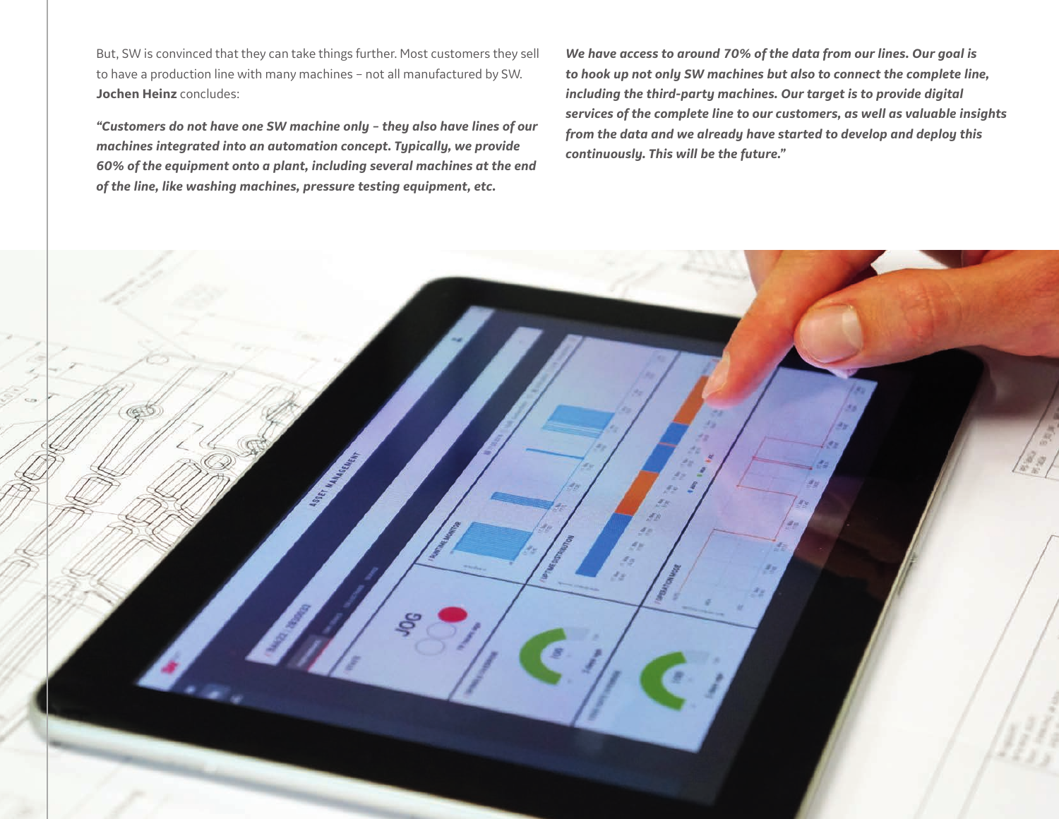But, SW is convinced that they can take things further. Most customers they sell to have a production line with many machines – not all manufactured by SW. **Jochen Heinz** concludes:

***"Customers do not have one SW machine only – they also have lines of our machines integrated into an automation concept. Typically, we provide 60% of the equipment onto a plant, including several machines at the end of the line, like washing machines, pressure testing equipment, etc.***

***We have access to around 70% of the data from our lines. Our goal is to hook up not only SW machines but also to connect the complete line, including the third-party machines. Our target is to provide digital services of the complete line to our customers, as well as valuable insights from the data and we already have started to develop and deploy this continuously. This will be the future."***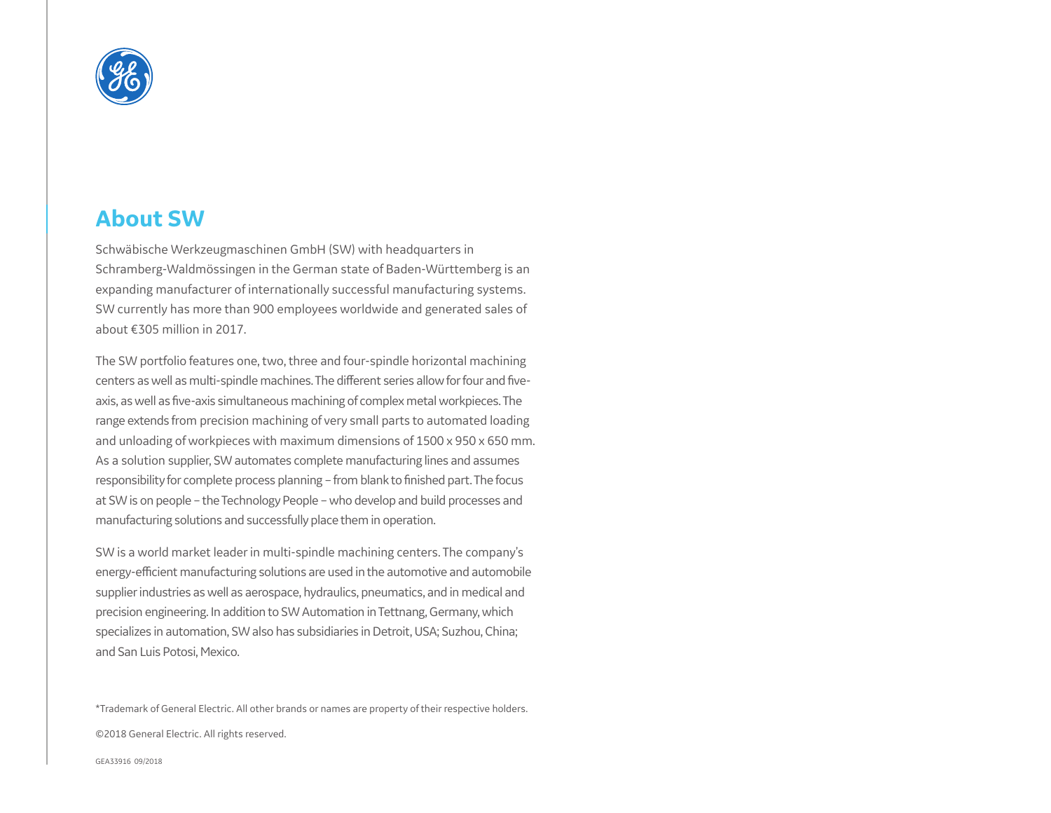## About SW

Schwäbische Werkzeugmaschinen GmbH (SW) with headquarters in Schramberg-Waldmössingen in the German state of Baden-Württemberg is an expanding manufacturer of internationally successful manufacturing systems. SW currently has more than 900 employees worldwide and generated sales of about €305 million in 2017.

The SW portfolio features one, two, three and four-spindle horizontal machining centers as well as multi-spindle machines. The different series allow for four and five-axis, as well as five-axis simultaneous machining of complex metal workpieces. The range extends from precision machining of very small parts to automated loading and unloading of workpieces with maximum dimensions of 1500 x 950 x 650 mm. As a solution supplier, SW automates complete manufacturing lines and assumes responsibility for complete process planning – from blank to finished part. The focus at SW is on people – the Technology People – who develop and build processes and manufacturing solutions and successfully place them in operation.

SW is a world market leader in multi-spindle machining centers. The company's energy-efficient manufacturing solutions are used in the automotive and automobile supplier industries as well as aerospace, hydraulics, pneumatics, and in medical and precision engineering. In addition to SW Automation in Tettnang, Germany, which specializes in automation, SW also has subsidiaries in Detroit, USA; Suzhou, China; and San Luis Potosi, Mexico.

*Trademark of General Electric. All other brands or names are property of their respective holders.

©2018 General Electric. All rights reserved.

GEA33916 09/2018